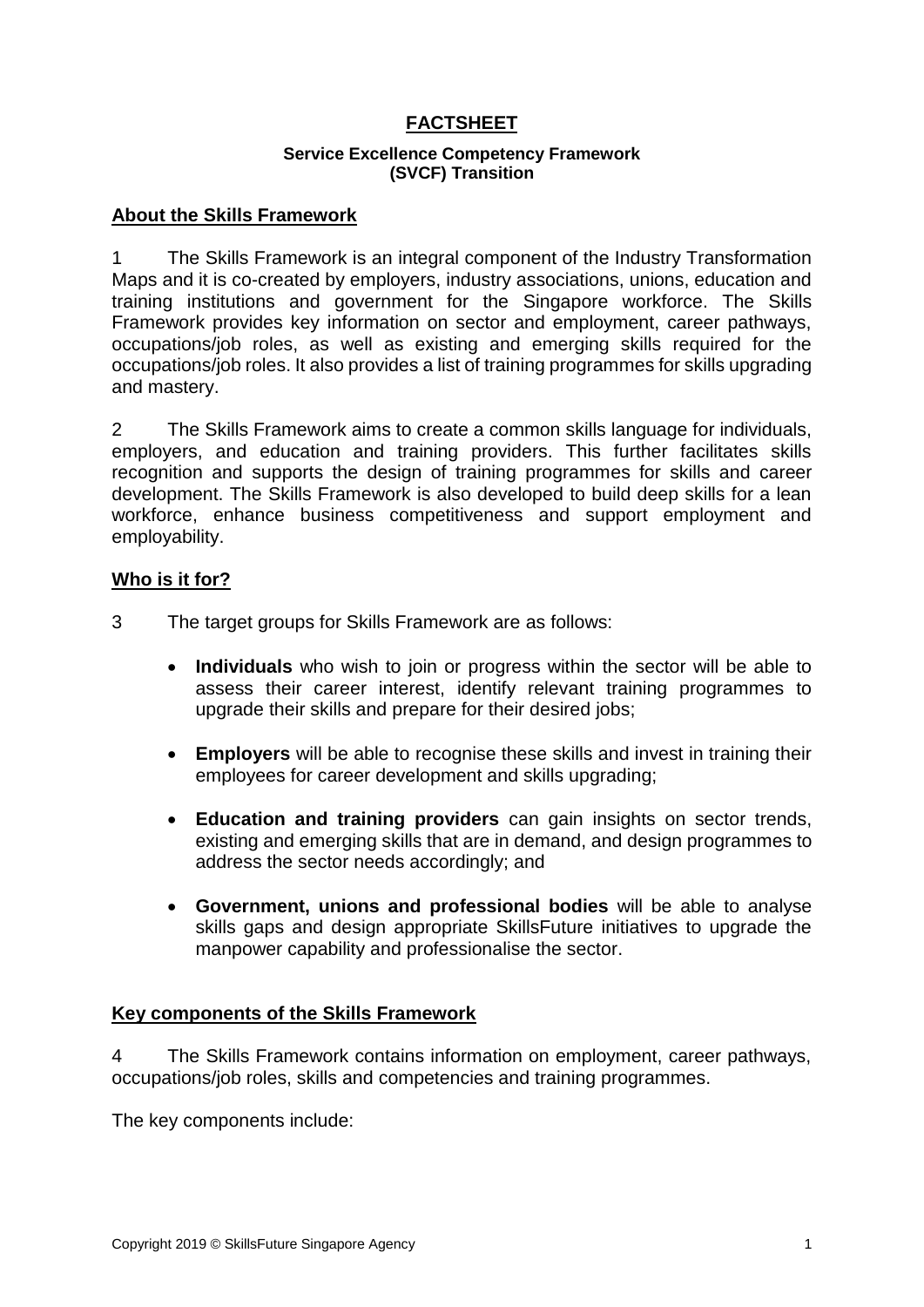# FACTSHEET

**Service Excellence Competency Framework (SVCF) Transition**

## About the Skills Framework

1 The Skills Framework is an integral component of the Industry Transformation Maps and it is co-created by employers, industry associations, unions, education and training institutions and government for the Singapore workforce. The Skills Framework provides key information on sector and employment, career pathways, occupations/job roles, as well as existing and emerging skills required for the occupations/job roles. It also provides a list of training programmes for skills upgrading and mastery.

2 The Skills Framework aims to create a common skills language for individuals, employers, and education and training providers. This further facilitates skills recognition and supports the design of training programmes for skills and career development. The Skills Framework is also developed to build deep skills for a lean workforce, enhance business competitiveness and support employment and employability.

## Who is it for?

3 The target groups for Skills Framework are as follows:

- **Individuals** who wish to join or progress within the sector will be able to assess their career interest, identify relevant training programmes to upgrade their skills and prepare for their desired jobs;
- **Employers** will be able to recognise these skills and invest in training their employees for career development and skills upgrading;
- **Education and training providers** can gain insights on sector trends, existing and emerging skills that are in demand, and design programmes to address the sector needs accordingly; and
- **Government, unions and professional bodies** will be able to analyse skills gaps and design appropriate SkillsFuture initiatives to upgrade the manpower capability and professionalise the sector.

## Key components of the Skills Framework

4 The Skills Framework contains information on employment, career pathways, occupations/job roles, skills and competencies and training programmes.

The key components include: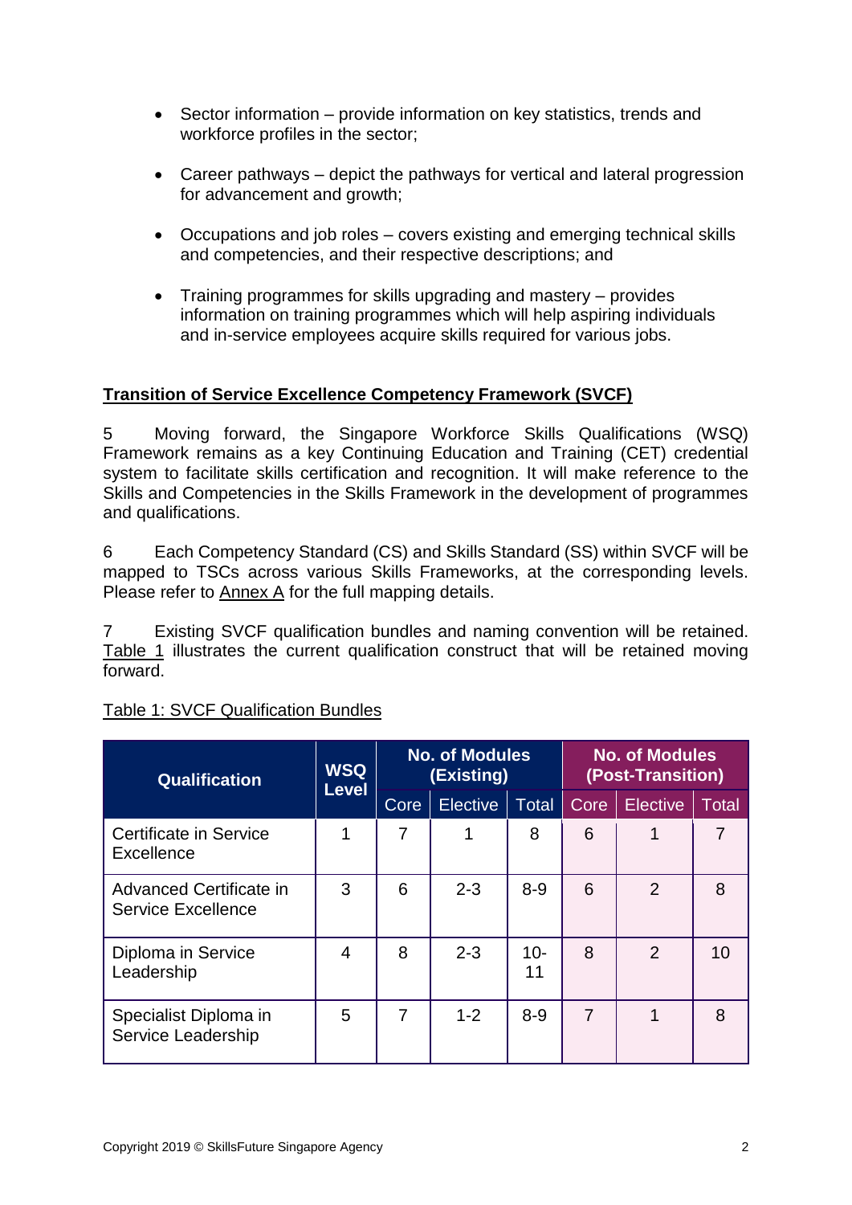- Sector information – provide information on key statistics, trends and workforce profiles in the sector;

- Career pathways – depict the pathways for vertical and lateral progression for advancement and growth;

- Occupations and job roles – covers existing and emerging technical skills and competencies, and their respective descriptions; and

- Training programmes for skills upgrading and mastery – provides information on training programmes which will help aspiring individuals and in-service employees acquire skills required for various jobs.

## Transition of Service Excellence Competency Framework (SVCF)

5 Moving forward, the Singapore Workforce Skills Qualifications (WSQ) Framework remains as a key Continuing Education and Training (CET) credential system to facilitate skills certification and recognition. It will make reference to the Skills and Competencies in the Skills Framework in the development of programmes and qualifications.

6 Each Competency Standard (CS) and Skills Standard (SS) within SVCF will be mapped to TSCs across various Skills Frameworks, at the corresponding levels. Please refer to Annex A for the full mapping details.

7 Existing SVCF qualification bundles and naming convention will be retained. Table 1 illustrates the current qualification construct that will be retained moving forward.

Table 1: SVCF Qualification Bundles

| Qualification | WSQ Level | No. of Modules (Existing) | | | No. of Modules (Post-Transition) | | |
|---|---|---|---|---|---|---|---|
| | | Core | Elective | Total | Core | Elective | Total |
| Certificate in Service Excellence | 1 | 7 | 1 | 8 | 6 | 1 | 7 |
| Advanced Certificate in Service Excellence | 3 | 6 | 2-3 | 8-9 | 6 | 2 | 8 |
| Diploma in Service Leadership | 4 | 8 | 2-3 | 10-11 | 8 | 2 | 10 |
| Specialist Diploma in Service Leadership | 5 | 7 | 1-2 | 8-9 | 7 | 1 | 8 |

Copyright 2019 © SkillsFuture Singapore Agency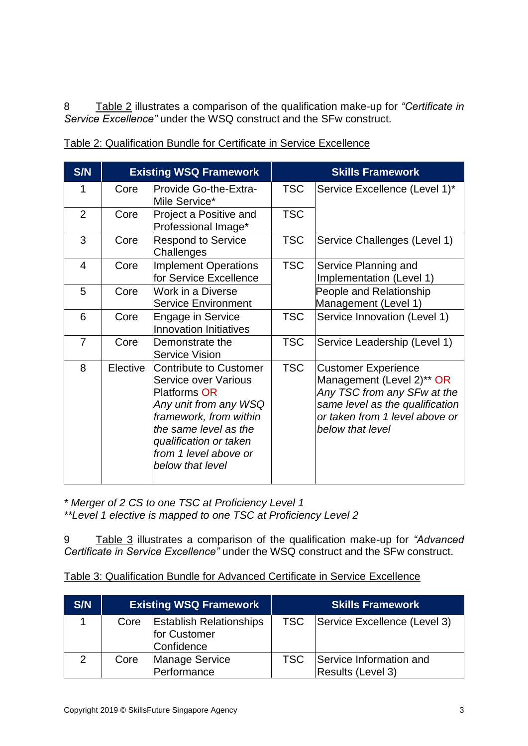8 Table 2 illustrates a comparison of the qualification make-up for *"Certificate in Service Excellence"* under the WSQ construct and the SFw construct.

Table 2: Qualification Bundle for Certificate in Service Excellence

| S/N | Existing WSQ Framework | | Skills Framework | |
|---|---|---|---|---|
| 1 | Core | Provide Go-the-Extra-Mile Service* | TSC | Service Excellence (Level 1)* |
| 2 | Core | Project a Positive and Professional Image* | TSC | |
| 3 | Core | Respond to Service Challenges | TSC | Service Challenges (Level 1) |
| 4 | Core | Implement Operations for Service Excellence | TSC | Service Planning and Implementation (Level 1) |
| 5 | Core | Work in a Diverse Service Environment | | People and Relationship Management (Level 1) |
| 6 | Core | Engage in Service Innovation Initiatives | TSC | Service Innovation (Level 1) |
| 7 | Core | Demonstrate the Service Vision | TSC | Service Leadership (Level 1) |
| 8 | Elective | Contribute to Customer Service over Various Platforms OR *Any unit from any WSQ framework, from within the same level as the qualification or taken from 1 level above or below that level* | TSC | Customer Experience Management (Level 2)** OR *Any TSC from any SFw at the same level as the qualification or taken from 1 level above or below that level* |

*\* Merger of 2 CS to one TSC at Proficiency Level 1*
*\*\*Level 1 elective is mapped to one TSC at Proficiency Level 2*

9 Table 3 illustrates a comparison of the qualification make-up for *"Advanced Certificate in Service Excellence"* under the WSQ construct and the SFw construct.

Table 3: Qualification Bundle for Advanced Certificate in Service Excellence

| S/N | Existing WSQ Framework | | Skills Framework | |
|---|---|---|---|---|
| 1 | Core | Establish Relationships for Customer Confidence | TSC | Service Excellence (Level 3) |
| 2 | Core | Manage Service Performance | TSC | Service Information and Results (Level 3) |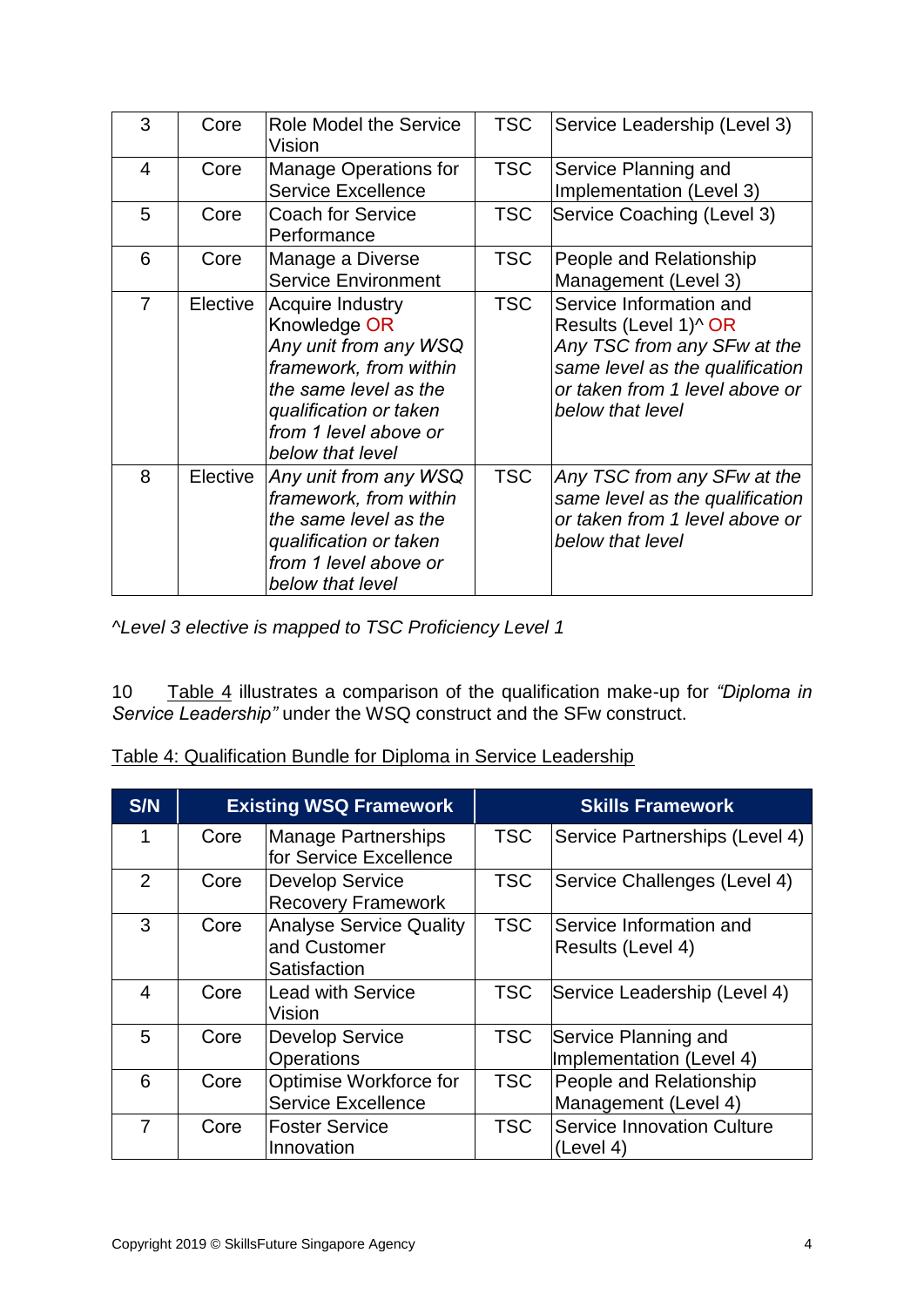| | | | | |
|---|---|---|---|---|
| 3 | Core | Role Model the Service Vision | TSC | Service Leadership (Level 3) |
| 4 | Core | Manage Operations for Service Excellence | TSC | Service Planning and Implementation (Level 3) |
| 5 | Core | Coach for Service Performance | TSC | Service Coaching (Level 3) |
| 6 | Core | Manage a Diverse Service Environment | TSC | People and Relationship Management (Level 3) |
| 7 | Elective | Acquire Industry Knowledge OR *Any unit from any WSQ framework, from within the same level as the qualification or taken from 1 level above or below that level* | TSC | Service Information and Results (Level 1)^ OR *Any TSC from any SFw at the same level as the qualification or taken from 1 level above or below that level* |
| 8 | Elective | *Any unit from any WSQ framework, from within the same level as the qualification or taken from 1 level above or below that level* | TSC | *Any TSC from any SFw at the same level as the qualification or taken from 1 level above or below that level* |

*^Level 3 elective is mapped to TSC Proficiency Level 1*

10 Table 4 illustrates a comparison of the qualification make-up for *"Diploma in Service Leadership"* under the WSQ construct and the SFw construct.

Table 4: Qualification Bundle for Diploma in Service Leadership

| S/N | Existing WSQ Framework | | Skills Framework | |
|---|---|---|---|---|
| 1 | Core | Manage Partnerships for Service Excellence | TSC | Service Partnerships (Level 4) |
| 2 | Core | Develop Service Recovery Framework | TSC | Service Challenges (Level 4) |
| 3 | Core | Analyse Service Quality and Customer Satisfaction | TSC | Service Information and Results (Level 4) |
| 4 | Core | Lead with Service Vision | TSC | Service Leadership (Level 4) |
| 5 | Core | Develop Service Operations | TSC | Service Planning and Implementation (Level 4) |
| 6 | Core | Optimise Workforce for Service Excellence | TSC | People and Relationship Management (Level 4) |
| 7 | Core | Foster Service Innovation | TSC | Service Innovation Culture (Level 4) |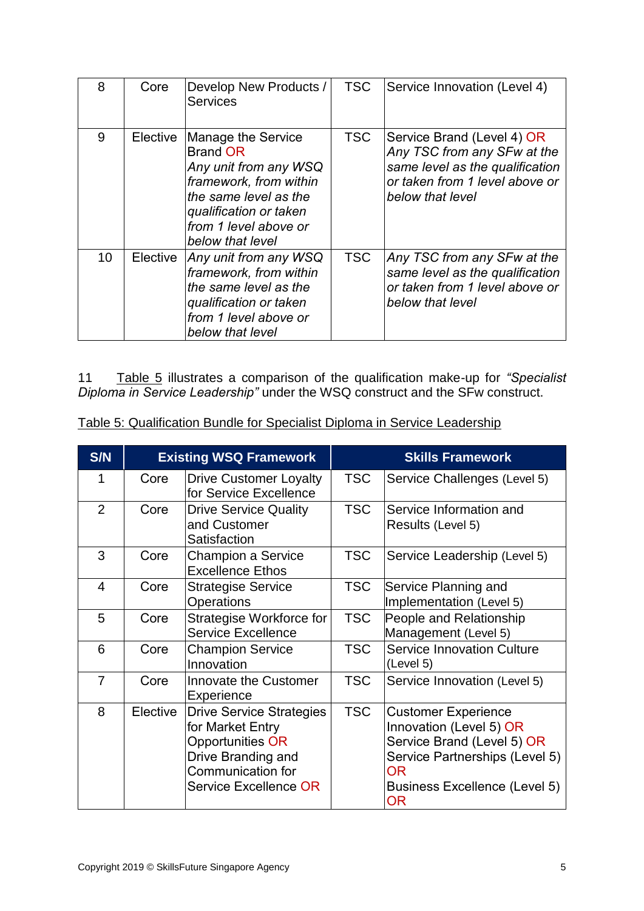| | | | | |
|---|---|---|---|---|
| 8 | Core | Develop New Products / Services | TSC | Service Innovation (Level 4) |
| 9 | Elective | Manage the Service Brand OR *Any unit from any WSQ framework, from within the same level as the qualification or taken from 1 level above or below that level* | TSC | Service Brand (Level 4) OR *Any TSC from any SFw at the same level as the qualification or taken from 1 level above or below that level* |
| 10 | Elective | *Any unit from any WSQ framework, from within the same level as the qualification or taken from 1 level above or below that level* | TSC | *Any TSC from any SFw at the same level as the qualification or taken from 1 level above or below that level* |

11 Table 5 illustrates a comparison of the qualification make-up for *"Specialist Diploma in Service Leadership"* under the WSQ construct and the SFw construct.

Table 5: Qualification Bundle for Specialist Diploma in Service Leadership

| S/N | Existing WSQ Framework | | Skills Framework | |
|---|---|---|---|---|
| 1 | Core | Drive Customer Loyalty for Service Excellence | TSC | Service Challenges (Level 5) |
| 2 | Core | Drive Service Quality and Customer Satisfaction | TSC | Service Information and Results (Level 5) |
| 3 | Core | Champion a Service Excellence Ethos | TSC | Service Leadership (Level 5) |
| 4 | Core | Strategise Service Operations | TSC | Service Planning and Implementation (Level 5) |
| 5 | Core | Strategise Workforce for Service Excellence | TSC | People and Relationship Management (Level 5) |
| 6 | Core | Champion Service Innovation | TSC | Service Innovation Culture (Level 5) |
| 7 | Core | Innovate the Customer Experience | TSC | Service Innovation (Level 5) |
| 8 | Elective | Drive Service Strategies for Market Entry Opportunities OR Drive Branding and Communication for Service Excellence OR | TSC | Customer Experience Innovation (Level 5) OR Service Brand (Level 5) OR Service Partnerships (Level 5) OR Business Excellence (Level 5) OR |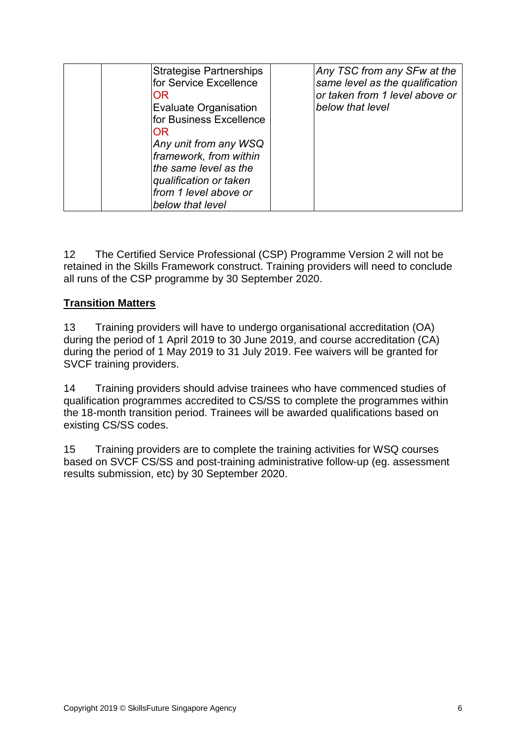| | | | | |
|---|---|---|---|---|
| | | Strategise Partnerships for Service Excellence<br>OR<br>Evaluate Organisation for Business Excellence<br>OR<br>*Any unit from any WSQ framework, from within the same level as the qualification or taken from 1 level above or below that level* | | *Any TSC from any SFw at the same level as the qualification or taken from 1 level above or below that level* |

12 The Certified Service Professional (CSP) Programme Version 2 will not be retained in the Skills Framework construct. Training providers will need to conclude all runs of the CSP programme by 30 September 2020.

**Transition Matters**

13 Training providers will have to undergo organisational accreditation (OA) during the period of 1 April 2019 to 30 June 2019, and course accreditation (CA) during the period of 1 May 2019 to 31 July 2019. Fee waivers will be granted for SVCF training providers.

14 Training providers should advise trainees who have commenced studies of qualification programmes accredited to CS/SS to complete the programmes within the 18-month transition period. Trainees will be awarded qualifications based on existing CS/SS codes.

15 Training providers are to complete the training activities for WSQ courses based on SVCF CS/SS and post-training administrative follow-up (eg. assessment results submission, etc) by 30 September 2020.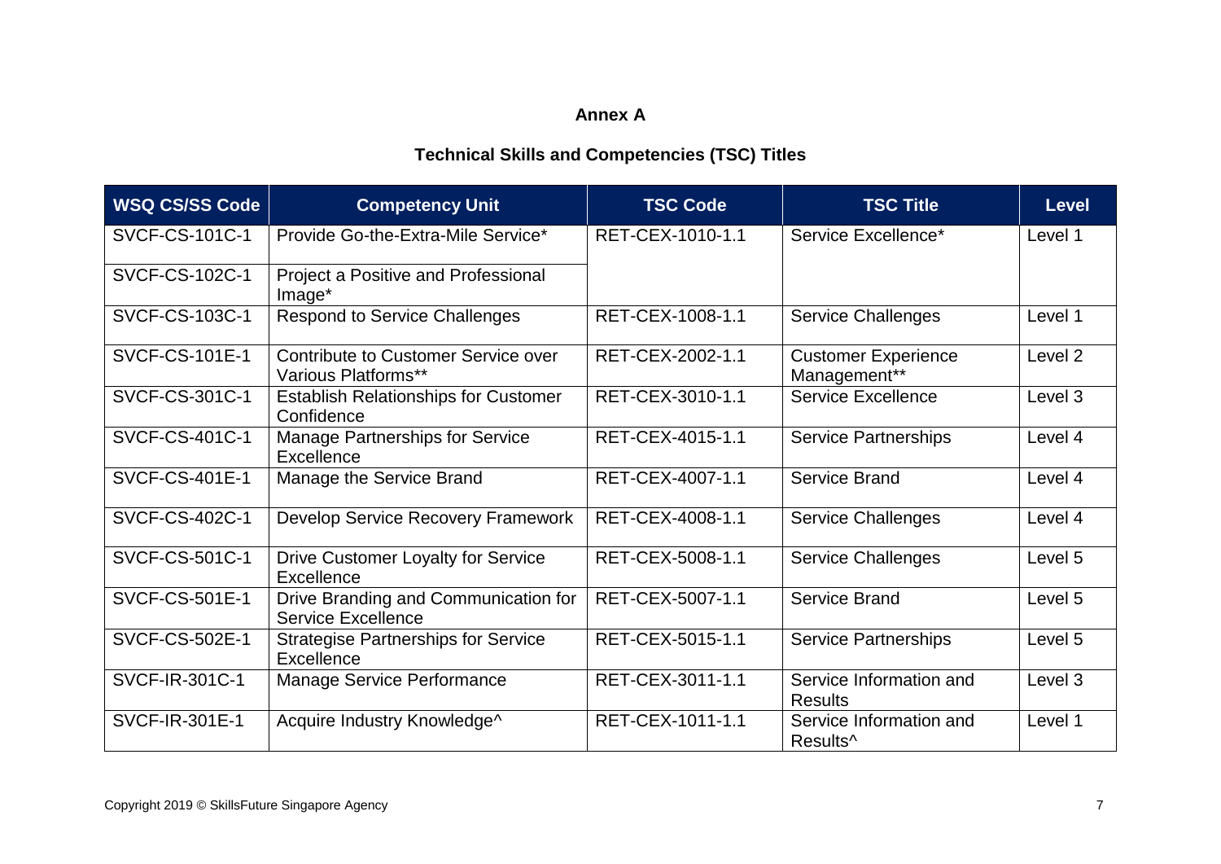## Annex A

## Technical Skills and Competencies (TSC) Titles

| WSQ CS/SS Code | Competency Unit | TSC Code | TSC Title | Level |
|---|---|---|---|---|
| SVCF-CS-101C-1 | Provide Go-the-Extra-Mile Service* | RET-CEX-1010-1.1 | Service Excellence* | Level 1 |
| SVCF-CS-102C-1 | Project a Positive and Professional Image* | | | |
| SVCF-CS-103C-1 | Respond to Service Challenges | RET-CEX-1008-1.1 | Service Challenges | Level 1 |
| SVCF-CS-101E-1 | Contribute to Customer Service over Various Platforms** | RET-CEX-2002-1.1 | Customer Experience Management** | Level 2 |
| SVCF-CS-301C-1 | Establish Relationships for Customer Confidence | RET-CEX-3010-1.1 | Service Excellence | Level 3 |
| SVCF-CS-401C-1 | Manage Partnerships for Service Excellence | RET-CEX-4015-1.1 | Service Partnerships | Level 4 |
| SVCF-CS-401E-1 | Manage the Service Brand | RET-CEX-4007-1.1 | Service Brand | Level 4 |
| SVCF-CS-402C-1 | Develop Service Recovery Framework | RET-CEX-4008-1.1 | Service Challenges | Level 4 |
| SVCF-CS-501C-1 | Drive Customer Loyalty for Service Excellence | RET-CEX-5008-1.1 | Service Challenges | Level 5 |
| SVCF-CS-501E-1 | Drive Branding and Communication for Service Excellence | RET-CEX-5007-1.1 | Service Brand | Level 5 |
| SVCF-CS-502E-1 | Strategise Partnerships for Service Excellence | RET-CEX-5015-1.1 | Service Partnerships | Level 5 |
| SVCF-IR-301C-1 | Manage Service Performance | RET-CEX-3011-1.1 | Service Information and Results | Level 3 |
| SVCF-IR-301E-1 | Acquire Industry Knowledge^ | RET-CEX-1011-1.1 | Service Information and Results^ | Level 1 |

Copyright 2019 © SkillsFuture Singapore Agency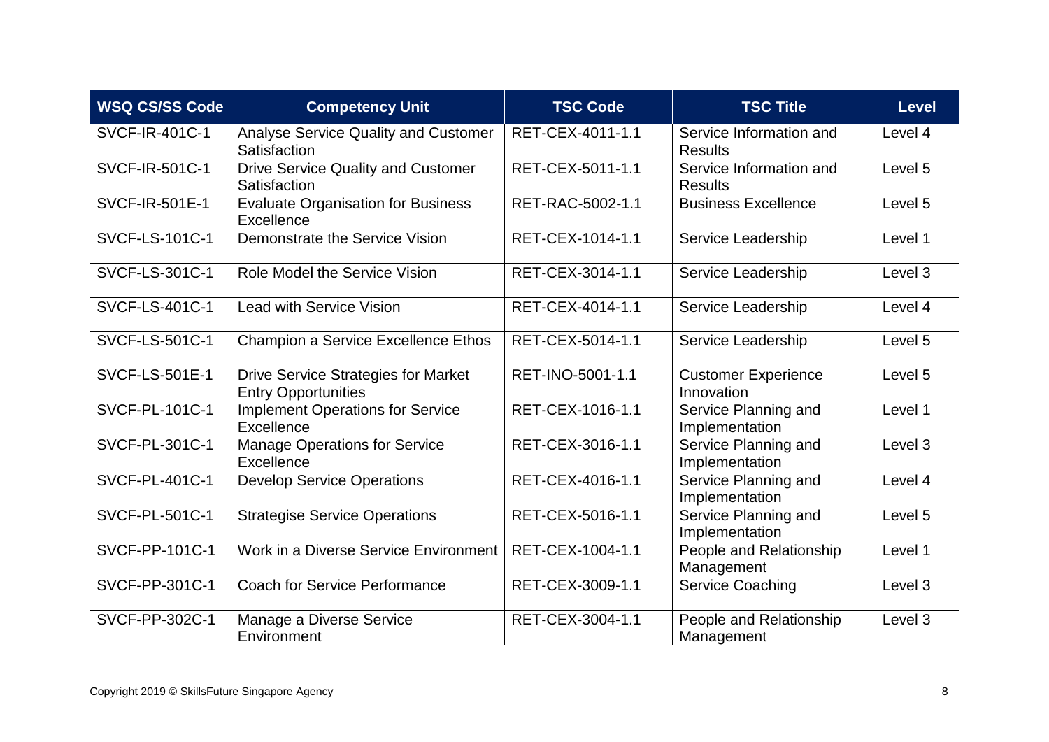| WSQ CS/SS Code | Competency Unit | TSC Code | TSC Title | Level |
|---|---|---|---|---|
| SVCF-IR-401C-1 | Analyse Service Quality and Customer Satisfaction | RET-CEX-4011-1.1 | Service Information and Results | Level 4 |
| SVCF-IR-501C-1 | Drive Service Quality and Customer Satisfaction | RET-CEX-5011-1.1 | Service Information and Results | Level 5 |
| SVCF-IR-501E-1 | Evaluate Organisation for Business Excellence | RET-RAC-5002-1.1 | Business Excellence | Level 5 |
| SVCF-LS-101C-1 | Demonstrate the Service Vision | RET-CEX-1014-1.1 | Service Leadership | Level 1 |
| SVCF-LS-301C-1 | Role Model the Service Vision | RET-CEX-3014-1.1 | Service Leadership | Level 3 |
| SVCF-LS-401C-1 | Lead with Service Vision | RET-CEX-4014-1.1 | Service Leadership | Level 4 |
| SVCF-LS-501C-1 | Champion a Service Excellence Ethos | RET-CEX-5014-1.1 | Service Leadership | Level 5 |
| SVCF-LS-501E-1 | Drive Service Strategies for Market Entry Opportunities | RET-INO-5001-1.1 | Customer Experience Innovation | Level 5 |
| SVCF-PL-101C-1 | Implement Operations for Service Excellence | RET-CEX-1016-1.1 | Service Planning and Implementation | Level 1 |
| SVCF-PL-301C-1 | Manage Operations for Service Excellence | RET-CEX-3016-1.1 | Service Planning and Implementation | Level 3 |
| SVCF-PL-401C-1 | Develop Service Operations | RET-CEX-4016-1.1 | Service Planning and Implementation | Level 4 |
| SVCF-PL-501C-1 | Strategise Service Operations | RET-CEX-5016-1.1 | Service Planning and Implementation | Level 5 |
| SVCF-PP-101C-1 | Work in a Diverse Service Environment | RET-CEX-1004-1.1 | People and Relationship Management | Level 1 |
| SVCF-PP-301C-1 | Coach for Service Performance | RET-CEX-3009-1.1 | Service Coaching | Level 3 |
| SVCF-PP-302C-1 | Manage a Diverse Service Environment | RET-CEX-3004-1.1 | People and Relationship Management | Level 3 |

Copyright 2019 © SkillsFuture Singapore Agency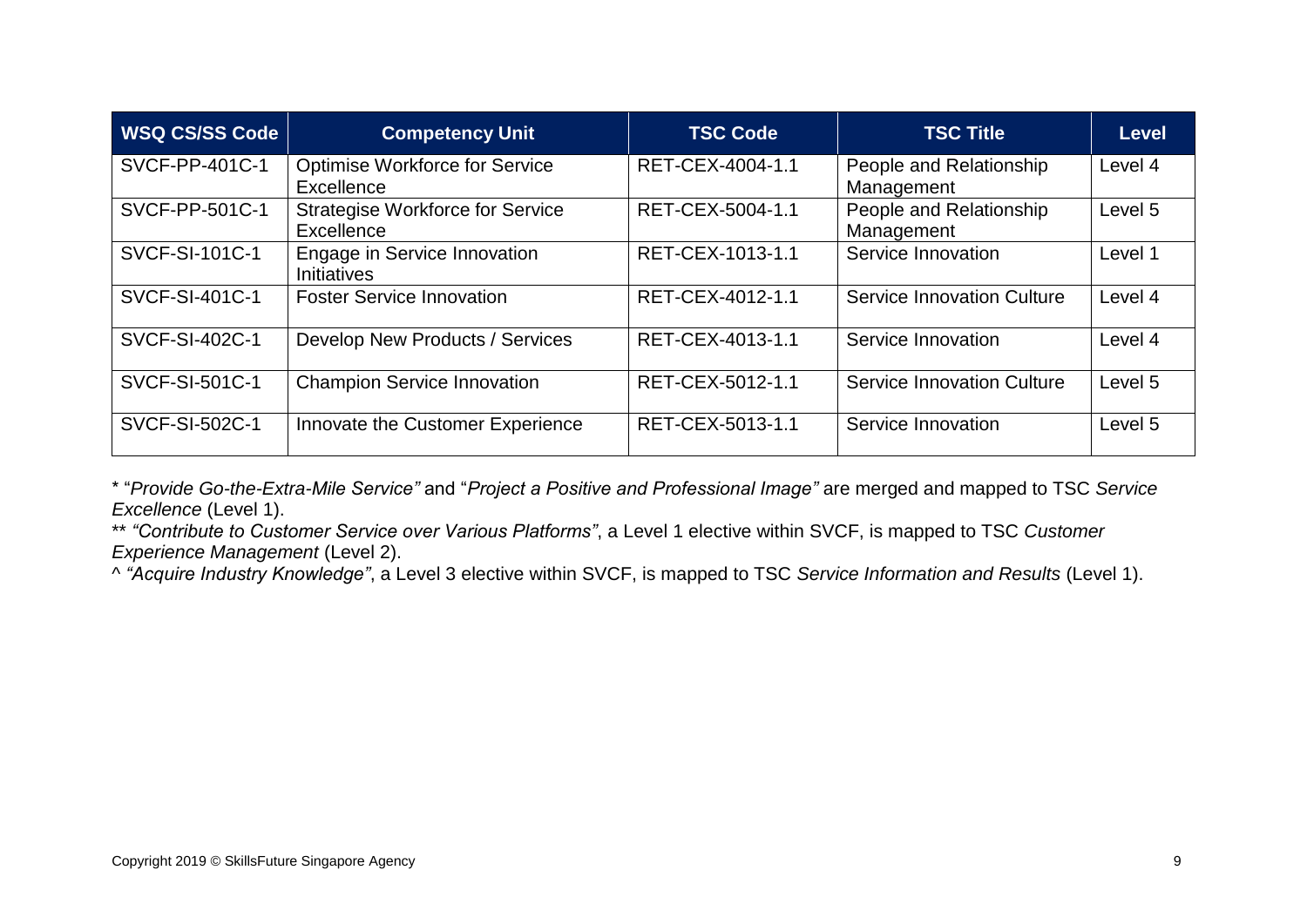| WSQ CS/SS Code | Competency Unit | TSC Code | TSC Title | Level |
|---|---|---|---|---|
| SVCF-PP-401C-1 | Optimise Workforce for Service Excellence | RET-CEX-4004-1.1 | People and Relationship Management | Level 4 |
| SVCF-PP-501C-1 | Strategise Workforce for Service Excellence | RET-CEX-5004-1.1 | People and Relationship Management | Level 5 |
| SVCF-SI-101C-1 | Engage in Service Innovation Initiatives | RET-CEX-1013-1.1 | Service Innovation | Level 1 |
| SVCF-SI-401C-1 | Foster Service Innovation | RET-CEX-4012-1.1 | Service Innovation Culture | Level 4 |
| SVCF-SI-402C-1 | Develop New Products / Services | RET-CEX-4013-1.1 | Service Innovation | Level 4 |
| SVCF-SI-501C-1 | Champion Service Innovation | RET-CEX-5012-1.1 | Service Innovation Culture | Level 5 |
| SVCF-SI-502C-1 | Innovate the Customer Experience | RET-CEX-5013-1.1 | Service Innovation | Level 5 |

* "*Provide Go-the-Extra-Mile Service"* and "*Project a Positive and Professional Image"* are merged and mapped to TSC *Service Excellence* (Level 1).

** *"Contribute to Customer Service over Various Platforms"*, a Level 1 elective within SVCF, is mapped to TSC *Customer Experience Management* (Level 2).

^ *"Acquire Industry Knowledge"*, a Level 3 elective within SVCF, is mapped to TSC *Service Information and Results* (Level 1).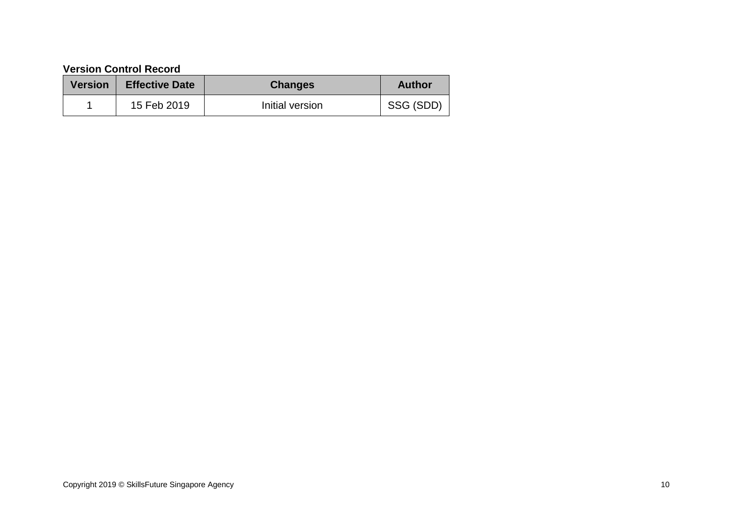**Version Control Record**

| Version | Effective Date | Changes | Author |
|---|---|---|---|
| 1 | 15 Feb 2019 | Initial version | SSG (SDD) |

Copyright 2019 © SkillsFuture Singapore Agency